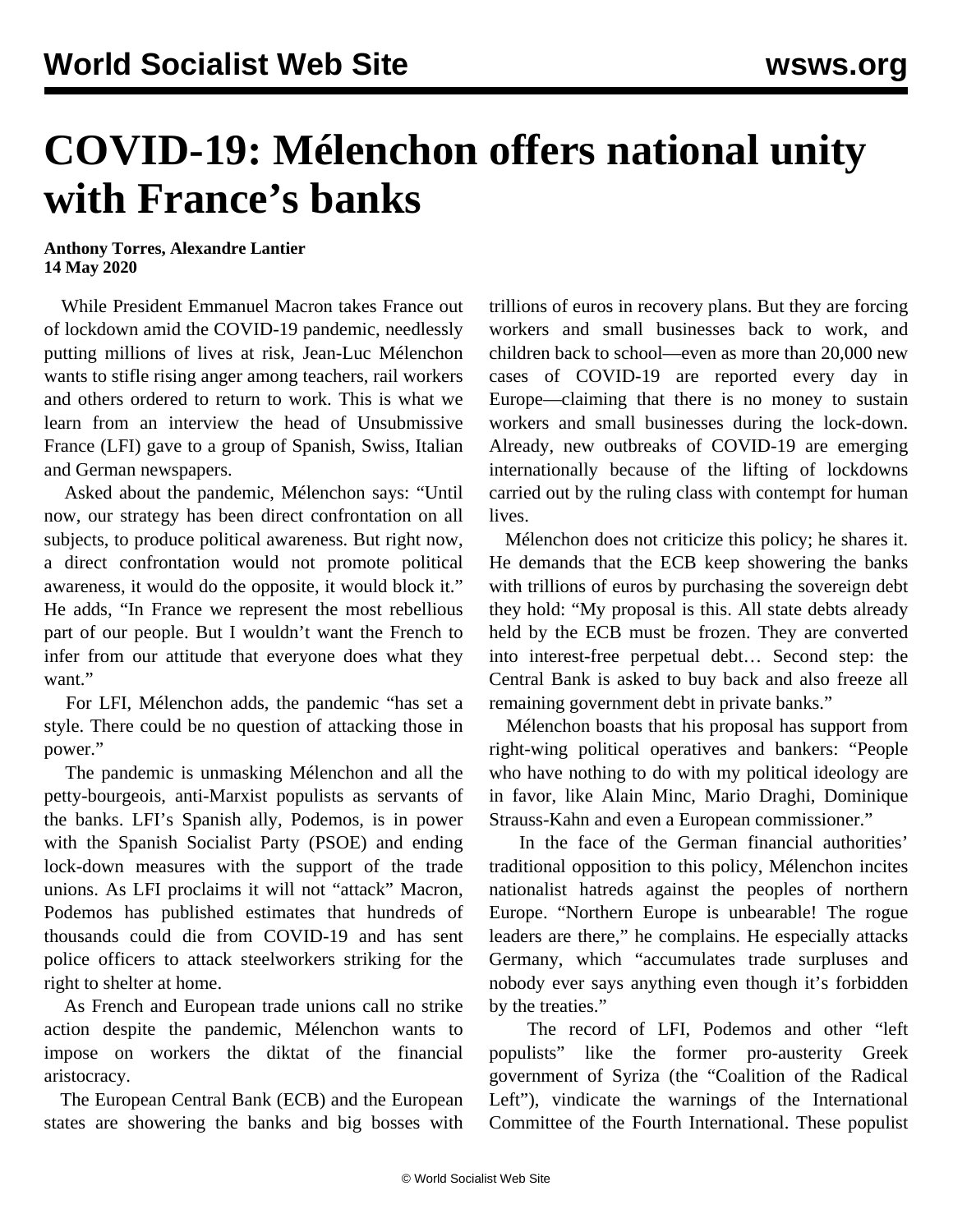# COVID-19: Mélenchon offers national unity with France's banks

**Anthony Torres, Alexandre Lantier**
**14 May 2020**

While President Emmanuel Macron takes France out of lockdown amid the COVID-19 pandemic, needlessly putting millions of lives at risk, Jean-Luc Mélenchon wants to stifle rising anger among teachers, rail workers and others ordered to return to work. This is what we learn from an interview the head of Unsubmissive France (LFI) gave to a group of Spanish, Swiss, Italian and German newspapers.

Asked about the pandemic, Mélenchon says: "Until now, our strategy has been direct confrontation on all subjects, to produce political awareness. But right now, a direct confrontation would not promote political awareness, it would do the opposite, it would block it." He adds, "In France we represent the most rebellious part of our people. But I wouldn't want the French to infer from our attitude that everyone does what they want."

For LFI, Mélenchon adds, the pandemic "has set a style. There could be no question of attacking those in power."

The pandemic is unmasking Mélenchon and all the petty-bourgeois, anti-Marxist populists as servants of the banks. LFI's Spanish ally, Podemos, is in power with the Spanish Socialist Party (PSOE) and ending lock-down measures with the support of the trade unions. As LFI proclaims it will not "attack" Macron, Podemos has published estimates that hundreds of thousands could die from COVID-19 and has sent police officers to attack steelworkers striking for the right to shelter at home.

As French and European trade unions call no strike action despite the pandemic, Mélenchon wants to impose on workers the diktat of the financial aristocracy.

The European Central Bank (ECB) and the European states are showering the banks and big bosses with trillions of euros in recovery plans. But they are forcing workers and small businesses back to work, and children back to school—even as more than 20,000 new cases of COVID-19 are reported every day in Europe—claiming that there is no money to sustain workers and small businesses during the lock-down. Already, new outbreaks of COVID-19 are emerging internationally because of the lifting of lockdowns carried out by the ruling class with contempt for human lives.

Mélenchon does not criticize this policy; he shares it. He demands that the ECB keep showering the banks with trillions of euros by purchasing the sovereign debt they hold: "My proposal is this. All state debts already held by the ECB must be frozen. They are converted into interest-free perpetual debt… Second step: the Central Bank is asked to buy back and also freeze all remaining government debt in private banks."

Mélenchon boasts that his proposal has support from right-wing political operatives and bankers: "People who have nothing to do with my political ideology are in favor, like Alain Minc, Mario Draghi, Dominique Strauss-Kahn and even a European commissioner."

In the face of the German financial authorities' traditional opposition to this policy, Mélenchon incites nationalist hatreds against the peoples of northern Europe. "Northern Europe is unbearable! The rogue leaders are there," he complains. He especially attacks Germany, which "accumulates trade surpluses and nobody ever says anything even though it's forbidden by the treaties."

The record of LFI, Podemos and other "left populists" like the former pro-austerity Greek government of Syriza (the "Coalition of the Radical Left"), vindicate the warnings of the International Committee of the Fourth International. These populist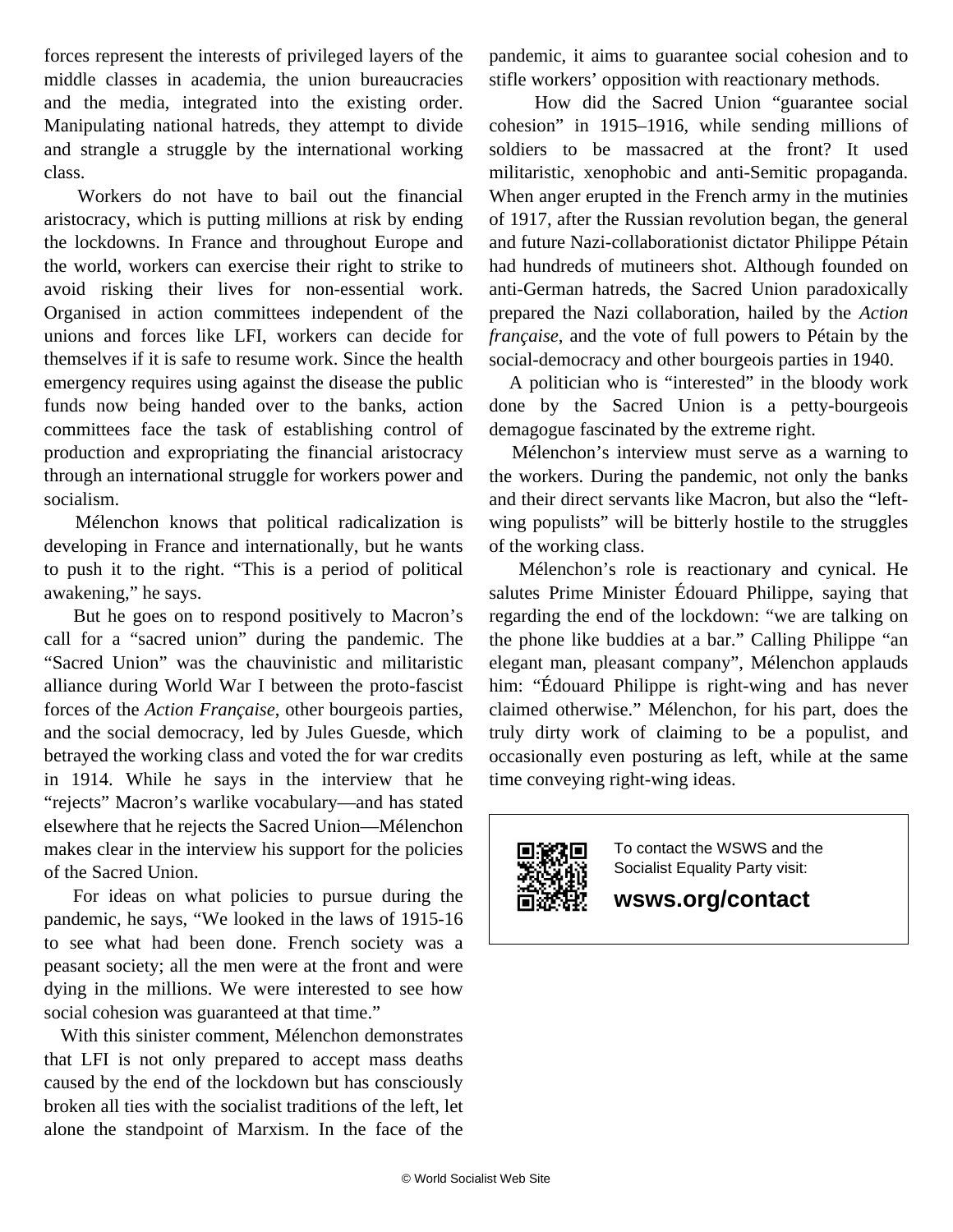forces represent the interests of privileged layers of the middle classes in academia, the union bureaucracies and the media, integrated into the existing order. Manipulating national hatreds, they attempt to divide and strangle a struggle by the international working class.

Workers do not have to bail out the financial aristocracy, which is putting millions at risk by ending the lockdowns. In France and throughout Europe and the world, workers can exercise their right to strike to avoid risking their lives for non-essential work. Organised in action committees independent of the unions and forces like LFI, workers can decide for themselves if it is safe to resume work. Since the health emergency requires using against the disease the public funds now being handed over to the banks, action committees face the task of establishing control of production and expropriating the financial aristocracy through an international struggle for workers power and socialism.

Mélenchon knows that political radicalization is developing in France and internationally, but he wants to push it to the right. “This is a period of political awakening,” he says.

But he goes on to respond positively to Macron’s call for a “sacred union” during the pandemic. The “Sacred Union” was the chauvinistic and militaristic alliance during World War I between the proto-fascist forces of the *Action Française*, other bourgeois parties, and the social democracy, led by Jules Guesde, which betrayed the working class and voted the for war credits in 1914. While he says in the interview that he “rejects” Macron’s warlike vocabulary—and has stated elsewhere that he rejects the Sacred Union—Mélenchon makes clear in the interview his support for the policies of the Sacred Union.

For ideas on what policies to pursue during the pandemic, he says, “We looked in the laws of 1915-16 to see what had been done. French society was a peasant society; all the men were at the front and were dying in the millions. We were interested to see how social cohesion was guaranteed at that time.”

With this sinister comment, Mélenchon demonstrates that LFI is not only prepared to accept mass deaths caused by the end of the lockdown but has consciously broken all ties with the socialist traditions of the left, let alone the standpoint of Marxism. In the face of the pandemic, it aims to guarantee social cohesion and to stifle workers’ opposition with reactionary methods.

How did the Sacred Union “guarantee social cohesion” in 1915–1916, while sending millions of soldiers to be massacred at the front? It used militaristic, xenophobic and anti-Semitic propaganda. When anger erupted in the French army in the mutinies of 1917, after the Russian revolution began, the general and future Nazi-collaborationist dictator Philippe Pétain had hundreds of mutineers shot. Although founded on anti-German hatreds, the Sacred Union paradoxically prepared the Nazi collaboration, hailed by the *Action française*, and the vote of full powers to Pétain by the social-democracy and other bourgeois parties in 1940.

A politician who is “interested” in the bloody work done by the Sacred Union is a petty-bourgeois demagogue fascinated by the extreme right.

Mélenchon’s interview must serve as a warning to the workers. During the pandemic, not only the banks and their direct servants like Macron, but also the “left-wing populists” will be bitterly hostile to the struggles of the working class.

Mélenchon’s role is reactionary and cynical. He salutes Prime Minister Édouard Philippe, saying that regarding the end of the lockdown: “we are talking on the phone like buddies at a bar.” Calling Philippe “an elegant man, pleasant company”, Mélenchon applauds him: “Édouard Philippe is right-wing and has never claimed otherwise.” Mélenchon, for his part, does the truly dirty work of claiming to be a populist, and occasionally even posturing as left, while at the same time conveying right-wing ideas.

To contact the WSWS and the Socialist Equality Party visit:

**wsws.org/contact**